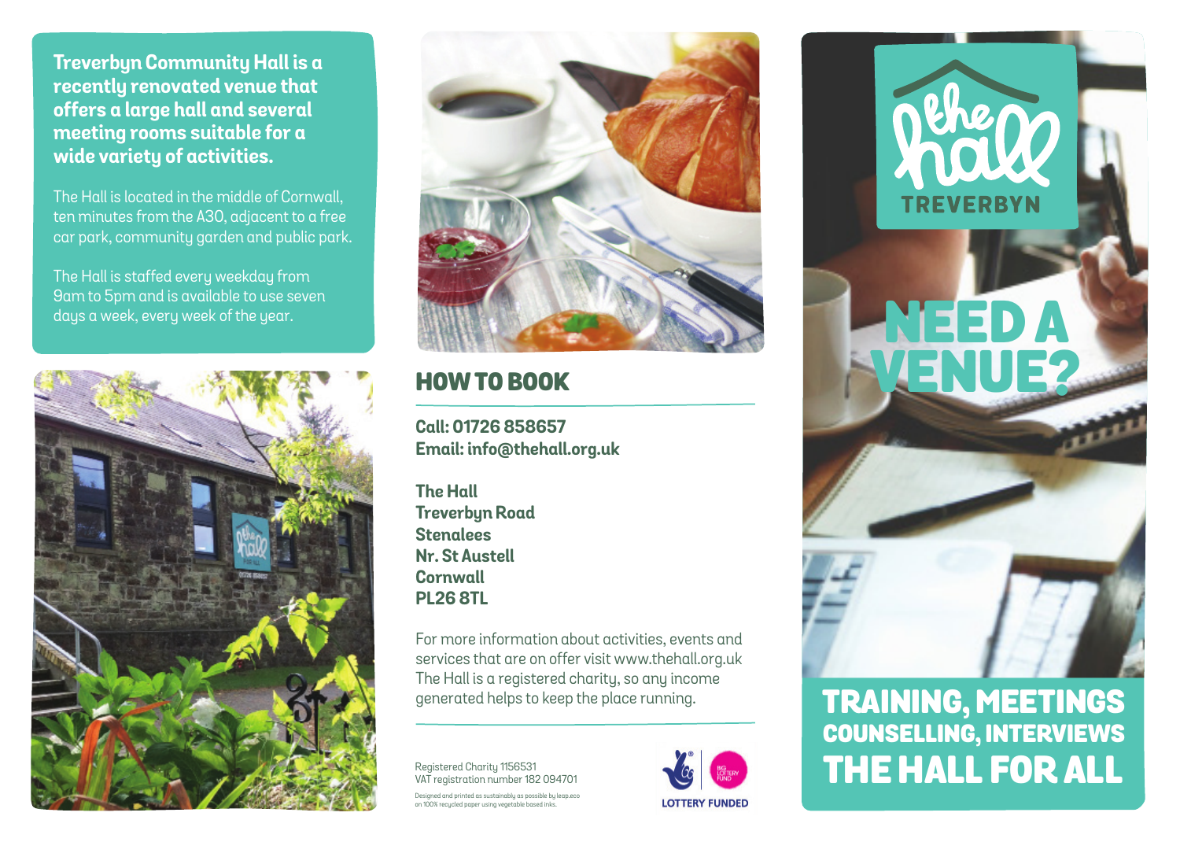**Treverbyn Community Hall is a recently renovated venue that offers a large hall and several meeting rooms suitable for a wide variety of activities.**

The Hall is located in the middle of Cornwall, ten minutes from the A30, adjacent to a free car park, community garden and public park.

The Hall is staffed every weekday from 9am to 5pm and is available to use seven days a week, every week of the year.

## HOW TO BOOK

**Call: 01726 858657**
**Email: info@thehall.org.uk**

**The Hall**
**Treverbyn Road**
**Stenalees**
**Nr. St Austell**
**Cornwall**
**PL26 8TL**

For more information about activities, events and services that are on offer visit www.thehall.org.uk The Hall is a registered charity, so any income generated helps to keep the place running.

Registered Charity 1156531
VAT registration number 182 094701

Designed and printed as sustainably as possible by leap.eco on 100% recycled paper using vegetable based inks.

LOTTERY FUNDED

the hall
TREVERBYN

# NEED A VENUE?

## TRAINING, MEETINGS COUNSELLING, INTERVIEWS THE HALL FOR ALL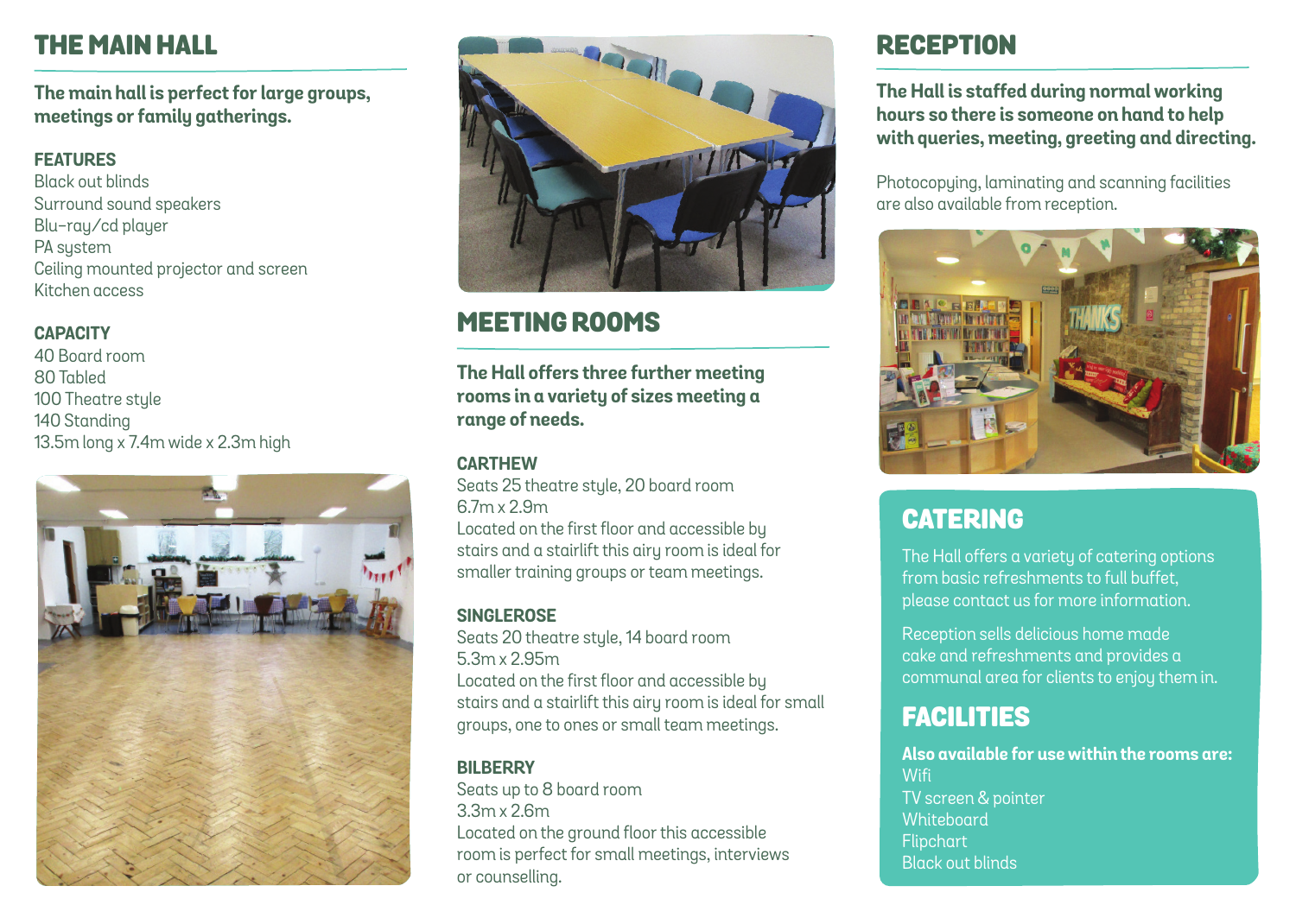## THE MAIN HALL

**The main hall is perfect for large groups, meetings or family gatherings.**

**FEATURES**

Black out blinds
Surround sound speakers
Blu-ray/cd player
PA system
Ceiling mounted projector and screen
Kitchen access

**CAPACITY**

40 Board room
80 Tabled
100 Theatre style
140 Standing
13.5m long x 7.4m wide x 2.3m high

## MEETING ROOMS

**The Hall offers three further meeting rooms in a variety of sizes meeting a range of needs.**

**CARTHEW**

Seats 25 theatre style, 20 board room
6.7m x 2.9m
Located on the first floor and accessible by stairs and a stairlift this airy room is ideal for smaller training groups or team meetings.

**SINGLEROSE**

Seats 20 theatre style, 14 board room
5.3m x 2.95m
Located on the first floor and accessible by stairs and a stairlift this airy room is ideal for small groups, one to ones or small team meetings.

**BILBERRY**

Seats up to 8 board room
3.3m x 2.6m
Located on the ground floor this accessible room is perfect for small meetings, interviews or counselling.

## RECEPTION

**The Hall is staffed during normal working hours so there is someone on hand to help with queries, meeting, greeting and directing.**

Photocopying, laminating and scanning facilities are also available from reception.

## CATERING

The Hall offers a variety of catering options from basic refreshments to full buffet, please contact us for more information.

Reception sells delicious home made cake and refreshments and provides a communal area for clients to enjoy them in.

## FACILITIES

**Also available for use within the rooms are:**

Wifi
TV screen & pointer
Whiteboard
Flipchart
Black out blinds